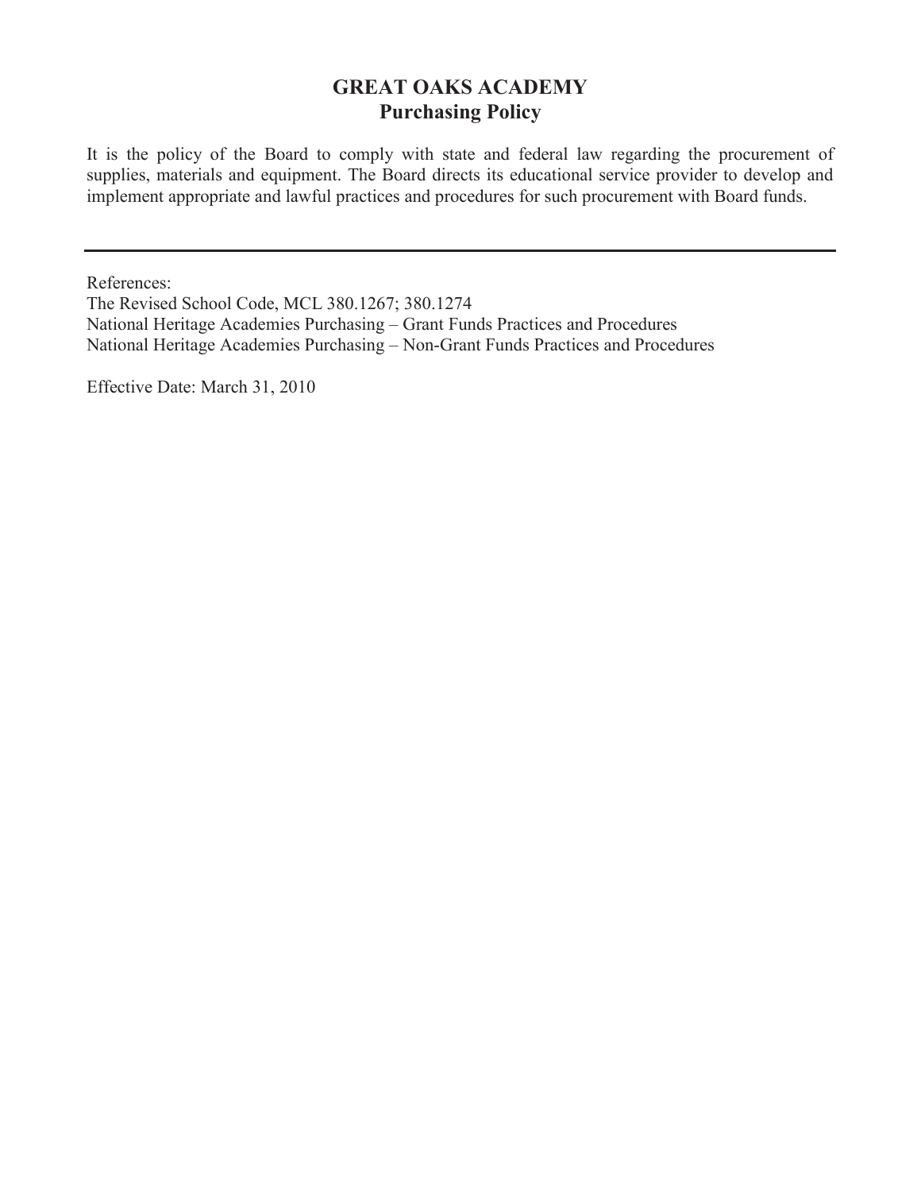# GREAT OAKS ACADEMY
## Purchasing Policy

It is the policy of the Board to comply with state and federal law regarding the procurement of supplies, materials and equipment. The Board directs its educational service provider to develop and implement appropriate and lawful practices and procedures for such procurement with Board funds.

---

References:
The Revised School Code, MCL 380.1267; 380.1274
National Heritage Academies Purchasing – Grant Funds Practices and Procedures
National Heritage Academies Purchasing – Non-Grant Funds Practices and Procedures

Effective Date: March 31, 2010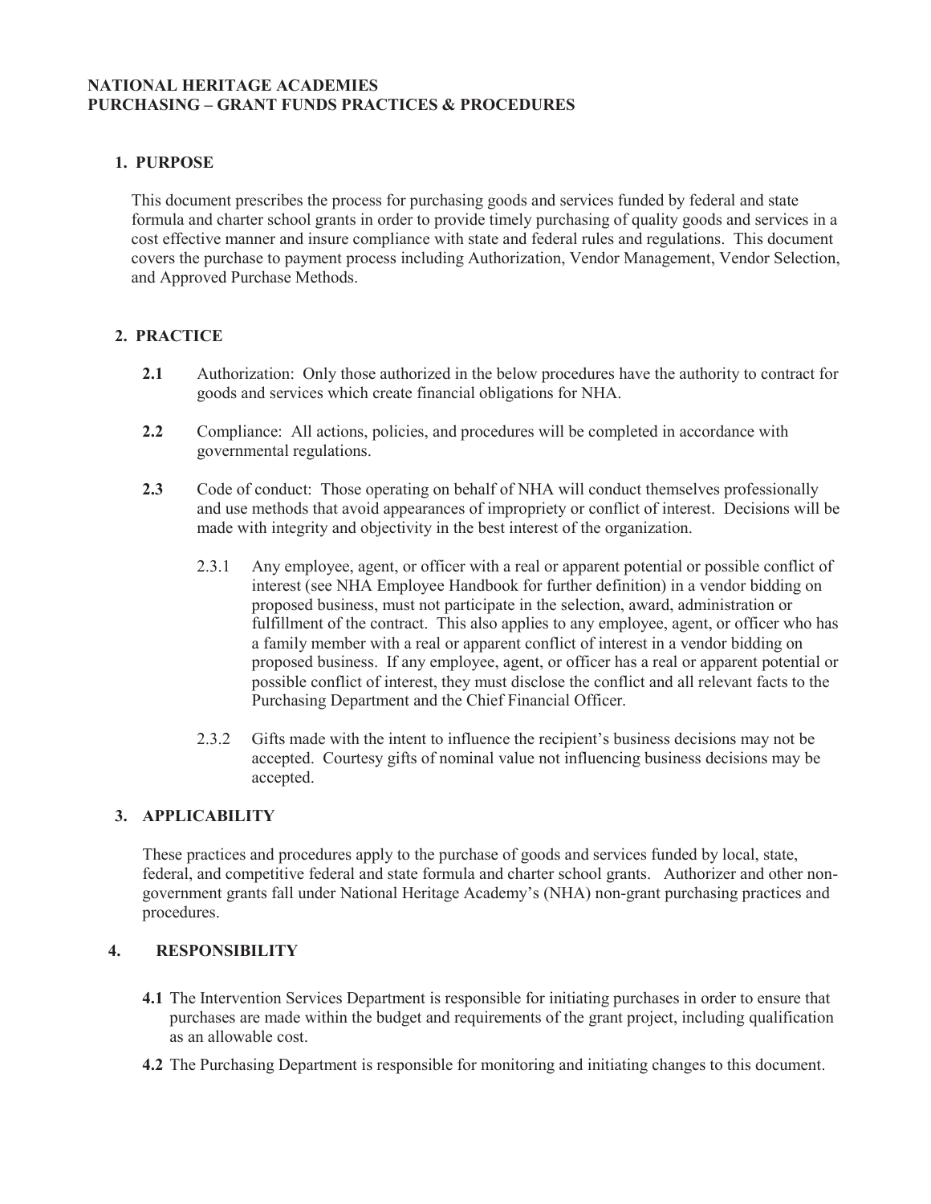# NATIONAL HERITAGE ACADEMIES
# PURCHASING – GRANT FUNDS PRACTICES & PROCEDURES

## 1. PURPOSE

This document prescribes the process for purchasing goods and services funded by federal and state formula and charter school grants in order to provide timely purchasing of quality goods and services in a cost effective manner and insure compliance with state and federal rules and regulations. This document covers the purchase to payment process including Authorization, Vendor Management, Vendor Selection, and Approved Purchase Methods.

## 2. PRACTICE

**2.1** Authorization: Only those authorized in the below procedures have the authority to contract for goods and services which create financial obligations for NHA.

**2.2** Compliance: All actions, policies, and procedures will be completed in accordance with governmental regulations.

**2.3** Code of conduct: Those operating on behalf of NHA will conduct themselves professionally and use methods that avoid appearances of impropriety or conflict of interest. Decisions will be made with integrity and objectivity in the best interest of the organization.

2.3.1 Any employee, agent, or officer with a real or apparent potential or possible conflict of interest (see NHA Employee Handbook for further definition) in a vendor bidding on proposed business, must not participate in the selection, award, administration or fulfillment of the contract. This also applies to any employee, agent, or officer who has a family member with a real or apparent conflict of interest in a vendor bidding on proposed business. If any employee, agent, or officer has a real or apparent potential or possible conflict of interest, they must disclose the conflict and all relevant facts to the Purchasing Department and the Chief Financial Officer.

2.3.2 Gifts made with the intent to influence the recipient's business decisions may not be accepted. Courtesy gifts of nominal value not influencing business decisions may be accepted.

## 3. APPLICABILITY

These practices and procedures apply to the purchase of goods and services funded by local, state, federal, and competitive federal and state formula and charter school grants. Authorizer and other non-government grants fall under National Heritage Academy's (NHA) non-grant purchasing practices and procedures.

## 4. RESPONSIBILITY

**4.1** The Intervention Services Department is responsible for initiating purchases in order to ensure that purchases are made within the budget and requirements of the grant project, including qualification as an allowable cost.

**4.2** The Purchasing Department is responsible for monitoring and initiating changes to this document.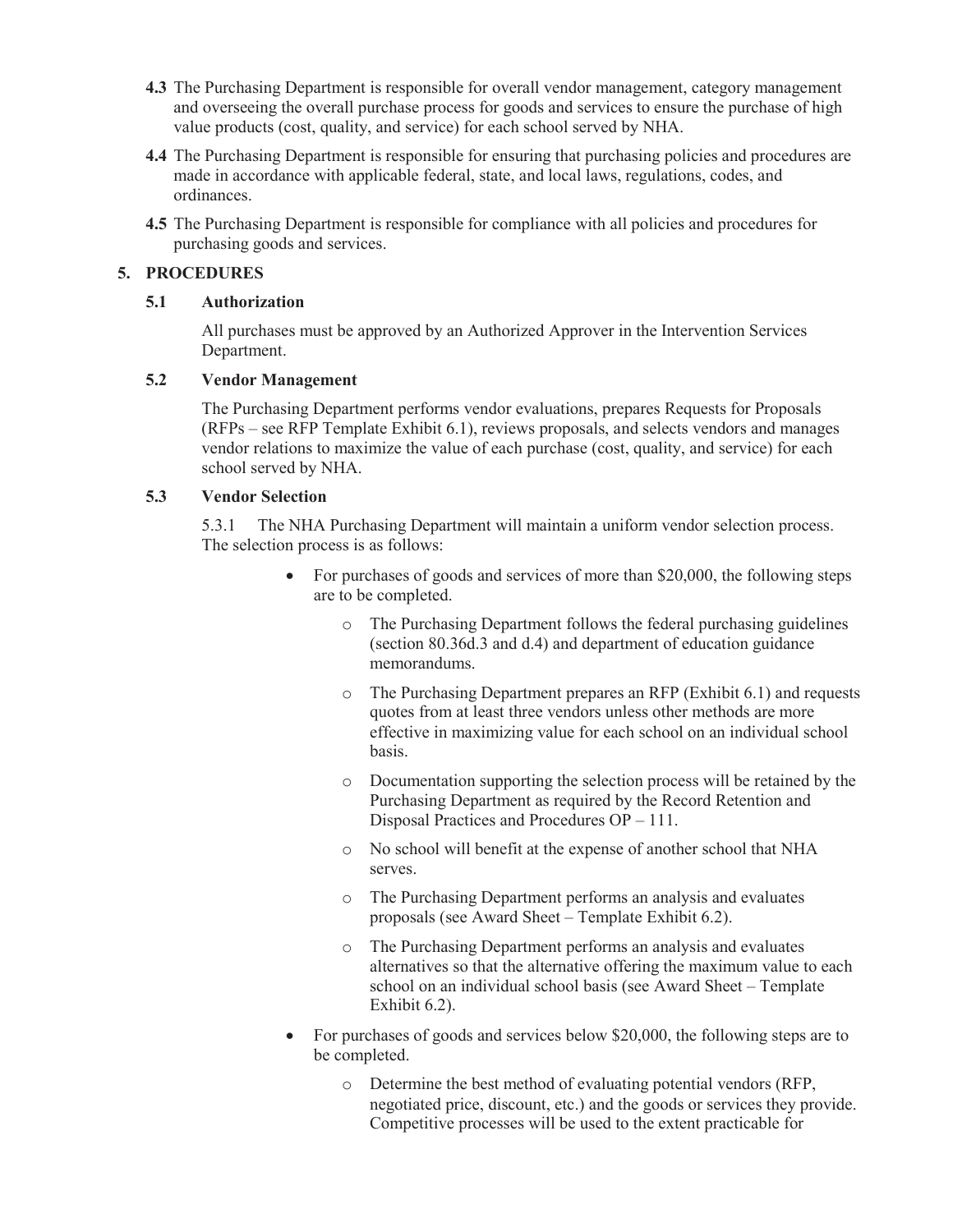**4.3** The Purchasing Department is responsible for overall vendor management, category management and overseeing the overall purchase process for goods and services to ensure the purchase of high value products (cost, quality, and service) for each school served by NHA.

**4.4** The Purchasing Department is responsible for ensuring that purchasing policies and procedures are made in accordance with applicable federal, state, and local laws, regulations, codes, and ordinances.

**4.5** The Purchasing Department is responsible for compliance with all policies and procedures for purchasing goods and services.

## 5. PROCEDURES

### 5.1 Authorization

All purchases must be approved by an Authorized Approver in the Intervention Services Department.

### 5.2 Vendor Management

The Purchasing Department performs vendor evaluations, prepares Requests for Proposals (RFPs – see RFP Template Exhibit 6.1), reviews proposals, and selects vendors and manages vendor relations to maximize the value of each purchase (cost, quality, and service) for each school served by NHA.

### 5.3 Vendor Selection

5.3.1 The NHA Purchasing Department will maintain a uniform vendor selection process. The selection process is as follows:

- For purchases of goods and services of more than $20,000, the following steps are to be completed.
  - The Purchasing Department follows the federal purchasing guidelines (section 80.36d.3 and d.4) and department of education guidance memorandums.
  - The Purchasing Department prepares an RFP (Exhibit 6.1) and requests quotes from at least three vendors unless other methods are more effective in maximizing value for each school on an individual school basis.
  - Documentation supporting the selection process will be retained by the Purchasing Department as required by the Record Retention and Disposal Practices and Procedures OP – 111.
  - No school will benefit at the expense of another school that NHA serves.
  - The Purchasing Department performs an analysis and evaluates proposals (see Award Sheet – Template Exhibit 6.2).
  - The Purchasing Department performs an analysis and evaluates alternatives so that the alternative offering the maximum value to each school on an individual school basis (see Award Sheet – Template Exhibit 6.2).
- For purchases of goods and services below $20,000, the following steps are to be completed.
  - Determine the best method of evaluating potential vendors (RFP, negotiated price, discount, etc.) and the goods or services they provide. Competitive processes will be used to the extent practicable for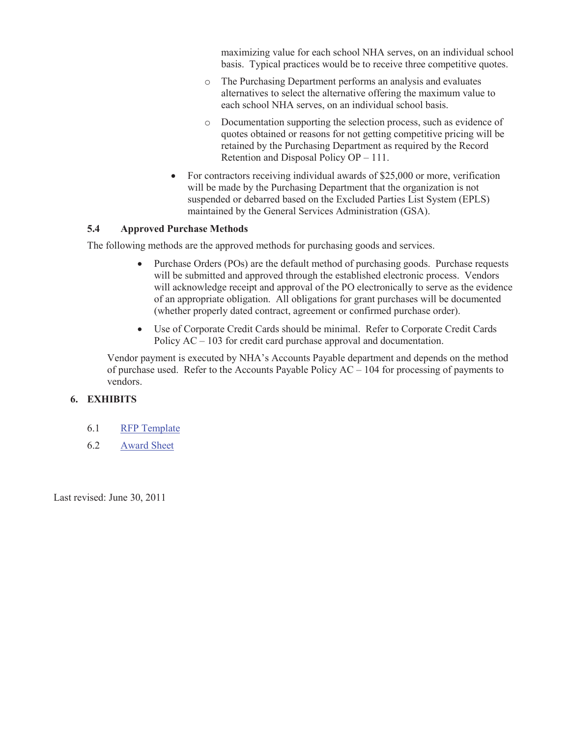maximizing value for each school NHA serves, on an individual school basis. Typical practices would be to receive three competitive quotes.

  - The Purchasing Department performs an analysis and evaluates alternatives to select the alternative offering the maximum value to each school NHA serves, on an individual school basis.
  - Documentation supporting the selection process, such as evidence of quotes obtained or reasons for not getting competitive pricing will be retained by the Purchasing Department as required by the Record Retention and Disposal Policy OP – 111.

- For contractors receiving individual awards of $25,000 or more, verification will be made by the Purchasing Department that the organization is not suspended or debarred based on the Excluded Parties List System (EPLS) maintained by the General Services Administration (GSA).

### 5.4 Approved Purchase Methods

The following methods are the approved methods for purchasing goods and services.

- Purchase Orders (POs) are the default method of purchasing goods. Purchase requests will be submitted and approved through the established electronic process. Vendors will acknowledge receipt and approval of the PO electronically to serve as the evidence of an appropriate obligation. All obligations for grant purchases will be documented (whether properly dated contract, agreement or confirmed purchase order).
- Use of Corporate Credit Cards should be minimal. Refer to Corporate Credit Cards Policy AC – 103 for credit card purchase approval and documentation.

Vendor payment is executed by NHA's Accounts Payable department and depends on the method of purchase used. Refer to the Accounts Payable Policy AC – 104 for processing of payments to vendors.

## 6. EXHIBITS

6.1 RFP Template

6.2 Award Sheet

Last revised: June 30, 2011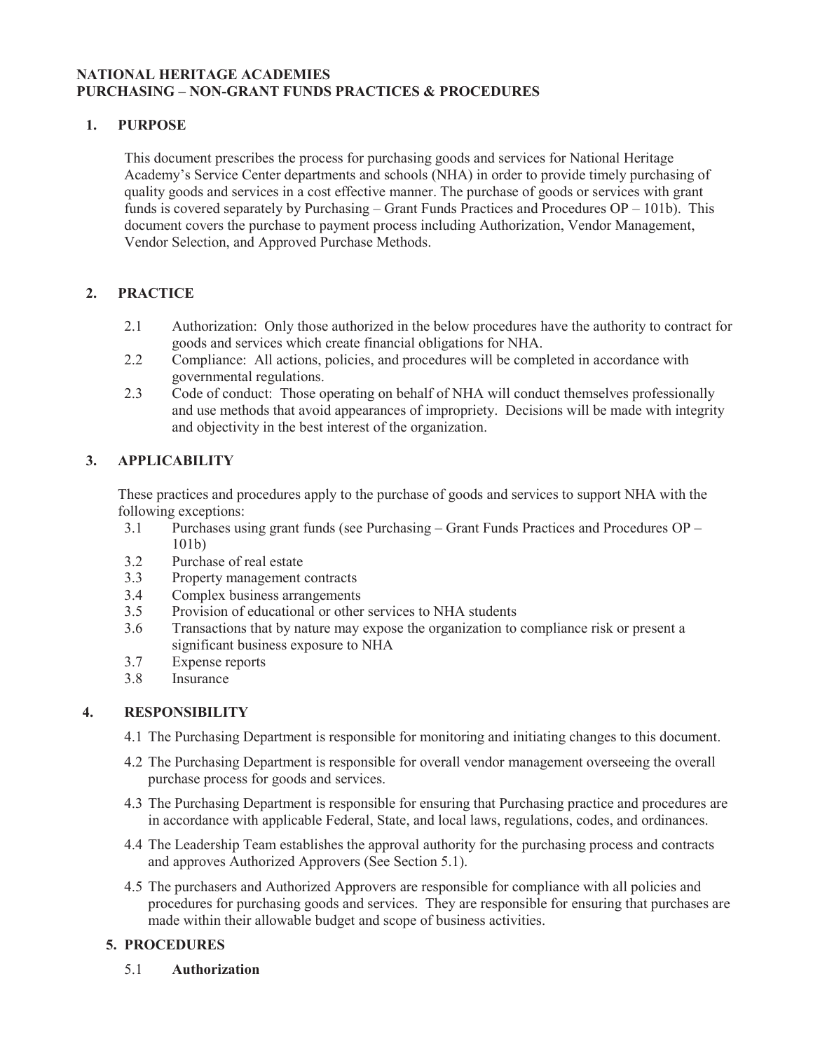**NATIONAL HERITAGE ACADEMIES**
**PURCHASING – NON-GRANT FUNDS PRACTICES & PROCEDURES**

## 1. PURPOSE

This document prescribes the process for purchasing goods and services for National Heritage Academy's Service Center departments and schools (NHA) in order to provide timely purchasing of quality goods and services in a cost effective manner. The purchase of goods or services with grant funds is covered separately by Purchasing – Grant Funds Practices and Procedures OP – 101b). This document covers the purchase to payment process including Authorization, Vendor Management, Vendor Selection, and Approved Purchase Methods.

## 2. PRACTICE

2.1 Authorization: Only those authorized in the below procedures have the authority to contract for goods and services which create financial obligations for NHA.

2.2 Compliance: All actions, policies, and procedures will be completed in accordance with governmental regulations.

2.3 Code of conduct: Those operating on behalf of NHA will conduct themselves professionally and use methods that avoid appearances of impropriety. Decisions will be made with integrity and objectivity in the best interest of the organization.

## 3. APPLICABILITY

These practices and procedures apply to the purchase of goods and services to support NHA with the following exceptions:

3.1 Purchases using grant funds (see Purchasing – Grant Funds Practices and Procedures OP – 101b)

3.2 Purchase of real estate

3.3 Property management contracts

3.4 Complex business arrangements

3.5 Provision of educational or other services to NHA students

3.6 Transactions that by nature may expose the organization to compliance risk or present a significant business exposure to NHA

3.7 Expense reports

3.8 Insurance

## 4. RESPONSIBILITY

4.1 The Purchasing Department is responsible for monitoring and initiating changes to this document.

4.2 The Purchasing Department is responsible for overall vendor management overseeing the overall purchase process for goods and services.

4.3 The Purchasing Department is responsible for ensuring that Purchasing practice and procedures are in accordance with applicable Federal, State, and local laws, regulations, codes, and ordinances.

4.4 The Leadership Team establishes the approval authority for the purchasing process and contracts and approves Authorized Approvers (See Section 5.1).

4.5 The purchasers and Authorized Approvers are responsible for compliance with all policies and procedures for purchasing goods and services. They are responsible for ensuring that purchases are made within their allowable budget and scope of business activities.

## 5. PROCEDURES

5.1 **Authorization**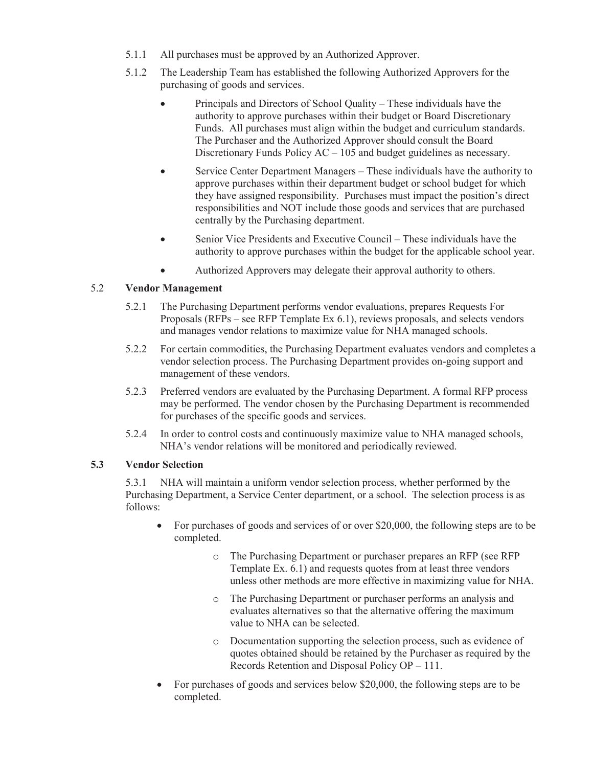5.1.1 All purchases must be approved by an Authorized Approver.

5.1.2 The Leadership Team has established the following Authorized Approvers for the purchasing of goods and services.

- Principals and Directors of School Quality – These individuals have the authority to approve purchases within their budget or Board Discretionary Funds. All purchases must align within the budget and curriculum standards. The Purchaser and the Authorized Approver should consult the Board Discretionary Funds Policy AC – 105 and budget guidelines as necessary.
- Service Center Department Managers – These individuals have the authority to approve purchases within their department budget or school budget for which they have assigned responsibility. Purchases must impact the position's direct responsibilities and NOT include those goods and services that are purchased centrally by the Purchasing department.
- Senior Vice Presidents and Executive Council – These individuals have the authority to approve purchases within the budget for the applicable school year.
- Authorized Approvers may delegate their approval authority to others.

5.2 **Vendor Management**

5.2.1 The Purchasing Department performs vendor evaluations, prepares Requests For Proposals (RFPs – see RFP Template Ex 6.1), reviews proposals, and selects vendors and manages vendor relations to maximize value for NHA managed schools.

5.2.2 For certain commodities, the Purchasing Department evaluates vendors and completes a vendor selection process. The Purchasing Department provides on-going support and management of these vendors.

5.2.3 Preferred vendors are evaluated by the Purchasing Department. A formal RFP process may be performed. The vendor chosen by the Purchasing Department is recommended for purchases of the specific goods and services.

5.2.4 In order to control costs and continuously maximize value to NHA managed schools, NHA's vendor relations will be monitored and periodically reviewed.

**5.3 Vendor Selection**

5.3.1 NHA will maintain a uniform vendor selection process, whether performed by the Purchasing Department, a Service Center department, or a school. The selection process is as follows:

- For purchases of goods and services of or over $20,000, the following steps are to be completed.
  - The Purchasing Department or purchaser prepares an RFP (see RFP Template Ex. 6.1) and requests quotes from at least three vendors unless other methods are more effective in maximizing value for NHA.
  - The Purchasing Department or purchaser performs an analysis and evaluates alternatives so that the alternative offering the maximum value to NHA can be selected.
  - Documentation supporting the selection process, such as evidence of quotes obtained should be retained by the Purchaser as required by the Records Retention and Disposal Policy OP – 111.
- For purchases of goods and services below $20,000, the following steps are to be completed.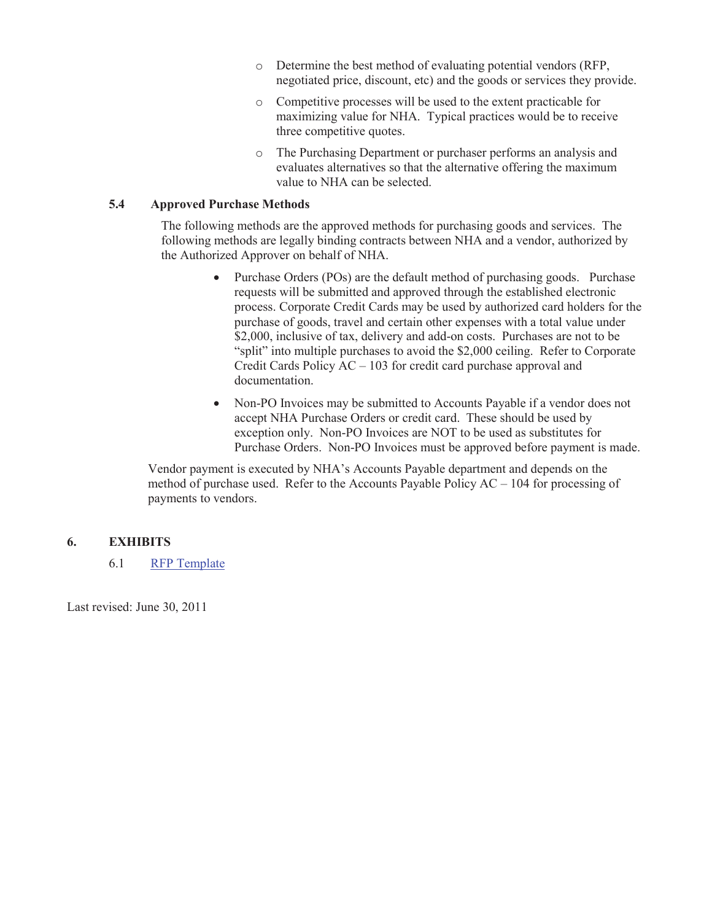- Determine the best method of evaluating potential vendors (RFP, negotiated price, discount, etc) and the goods or services they provide.
- Competitive processes will be used to the extent practicable for maximizing value for NHA. Typical practices would be to receive three competitive quotes.
- The Purchasing Department or purchaser performs an analysis and evaluates alternatives so that the alternative offering the maximum value to NHA can be selected.

### 5.4 Approved Purchase Methods

The following methods are the approved methods for purchasing goods and services. The following methods are legally binding contracts between NHA and a vendor, authorized by the Authorized Approver on behalf of NHA.

- Purchase Orders (POs) are the default method of purchasing goods. Purchase requests will be submitted and approved through the established electronic process. Corporate Credit Cards may be used by authorized card holders for the purchase of goods, travel and certain other expenses with a total value under $2,000, inclusive of tax, delivery and add-on costs. Purchases are not to be "split" into multiple purchases to avoid the $2,000 ceiling. Refer to Corporate Credit Cards Policy AC – 103 for credit card purchase approval and documentation.
- Non-PO Invoices may be submitted to Accounts Payable if a vendor does not accept NHA Purchase Orders or credit card. These should be used by exception only. Non-PO Invoices are NOT to be used as substitutes for Purchase Orders. Non-PO Invoices must be approved before payment is made.

Vendor payment is executed by NHA's Accounts Payable department and depends on the method of purchase used. Refer to the Accounts Payable Policy AC – 104 for processing of payments to vendors.

## 6. EXHIBITS

6.1 RFP Template

Last revised: June 30, 2011